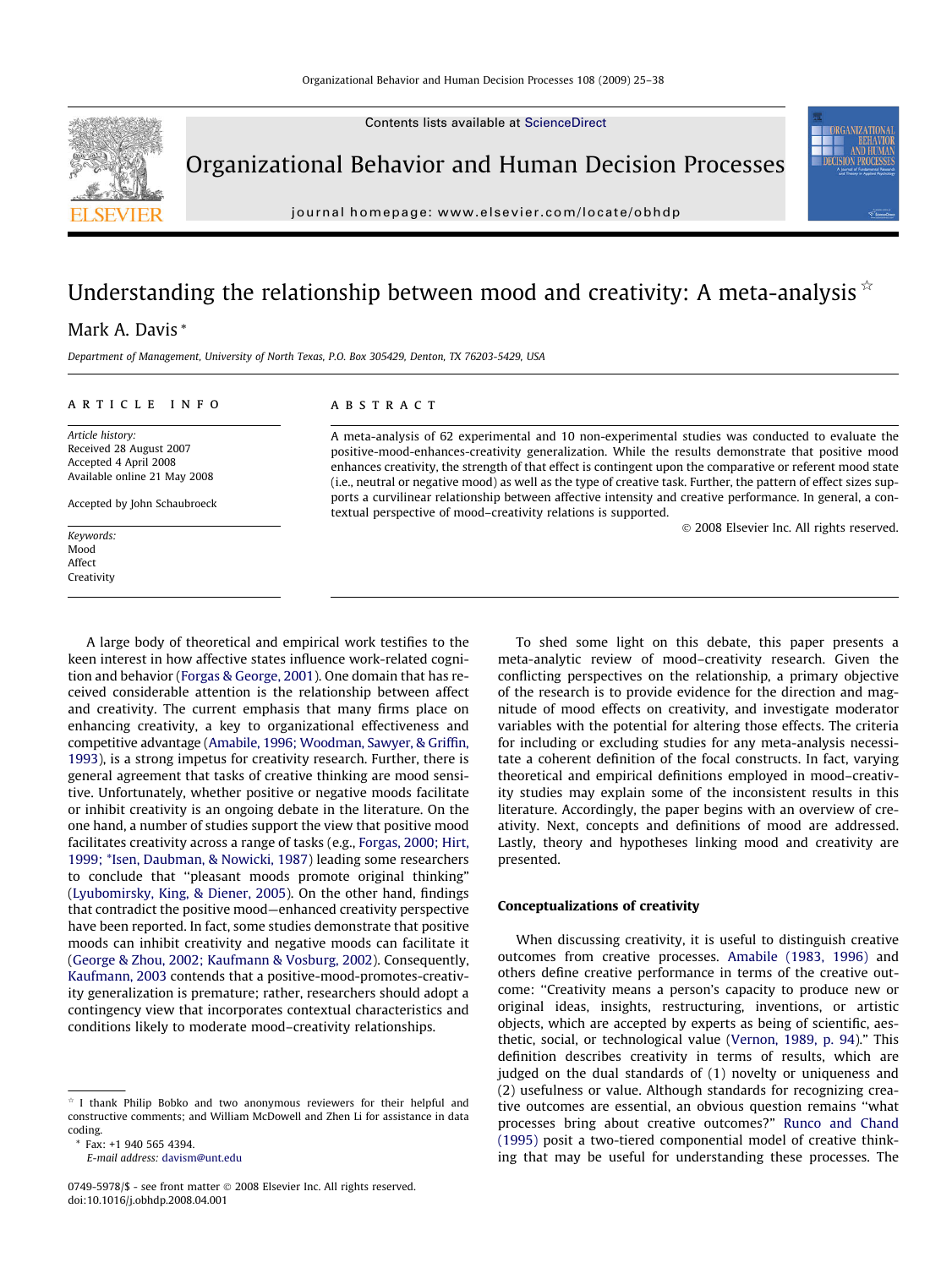# Understanding the relationship between mood and creativity: A meta-analysis ☆

Mark A. Davis *

*Department of Management, University of North Texas, P.O. Box 305429, Denton, TX 76203-5429, USA*

## ARTICLE INFO

*Article history:*
Received 28 August 2007
Accepted 4 April 2008
Available online 21 May 2008

Accepted by John Schaubroeck

*Keywords:*
Mood
Affect
Creativity

## ABSTRACT

A meta-analysis of 62 experimental and 10 non-experimental studies was conducted to evaluate the positive-mood-enhances-creativity generalization. While the results demonstrate that positive mood enhances creativity, the strength of that effect is contingent upon the comparative or referent mood state (i.e., neutral or negative mood) as well as the type of creative task. Further, the pattern of effect sizes supports a curvilinear relationship between affective intensity and creative performance. In general, a contextual perspective of mood–creativity relations is supported.

© 2008 Elsevier Inc. All rights reserved.

A large body of theoretical and empirical work testifies to the keen interest in how affective states influence work-related cognition and behavior (Forgas & George, 2001). One domain that has received considerable attention is the relationship between affect and creativity. The current emphasis that many firms place on enhancing creativity, a key to organizational effectiveness and competitive advantage (Amabile, 1996; Woodman, Sawyer, & Griffin, 1993), is a strong impetus for creativity research. Further, there is general agreement that tasks of creative thinking are mood sensitive. Unfortunately, whether positive or negative moods facilitate or inhibit creativity is an ongoing debate in the literature. On the one hand, a number of studies support the view that positive mood facilitates creativity across a range of tasks (e.g., Forgas, 2000; Hirt, 1999; *Isen, Daubman, & Nowicki, 1987) leading some researchers to conclude that "pleasant moods promote original thinking" (Lyubomirsky, King, & Diener, 2005). On the other hand, findings that contradict the positive mood—enhanced creativity perspective have been reported. In fact, some studies demonstrate that positive moods can inhibit creativity and negative moods can facilitate it (George & Zhou, 2002; Kaufmann & Vosburg, 2002). Consequently, Kaufmann, 2003 contends that a positive-mood-promotes-creativity generalization is premature; rather, researchers should adopt a contingency view that incorporates contextual characteristics and conditions likely to moderate mood–creativity relationships.

To shed some light on this debate, this paper presents a meta-analytic review of mood–creativity research. Given the conflicting perspectives on the relationship, a primary objective of the research is to provide evidence for the direction and magnitude of mood effects on creativity, and investigate moderator variables with the potential for altering those effects. The criteria for including or excluding studies for any meta-analysis necessitate a coherent definition of the focal constructs. In fact, varying theoretical and empirical definitions employed in mood–creativity studies may explain some of the inconsistent results in this literature. Accordingly, the paper begins with an overview of creativity. Next, concepts and definitions of mood are addressed. Lastly, theory and hypotheses linking mood and creativity are presented.

### Conceptualizations of creativity

When discussing creativity, it is useful to distinguish creative outcomes from creative processes. Amabile (1983, 1996) and others define creative performance in terms of the creative outcome: "Creativity means a person's capacity to produce new or original ideas, insights, restructuring, inventions, or artistic objects, which are accepted by experts as being of scientific, aesthetic, social, or technological value (Vernon, 1989, p. 94)." This definition describes creativity in terms of results, which are judged on the dual standards of (1) novelty or uniqueness and (2) usefulness or value. Although standards for recognizing creative outcomes are essential, an obvious question remains "what processes bring about creative outcomes?" Runco and Chand (1995) posit a two-tiered componential model of creative thinking that may be useful for understanding these processes. The

☆ I thank Philip Bobko and two anonymous reviewers for their helpful and constructive comments; and William McDowell and Zhen Li for assistance in data coding.

* Fax: +1 940 565 4394.
*E-mail address:* davism@unt.edu

0749-5978/$ - see front matter © 2008 Elsevier Inc. All rights reserved.
doi:10.1016/j.obhdp.2008.04.001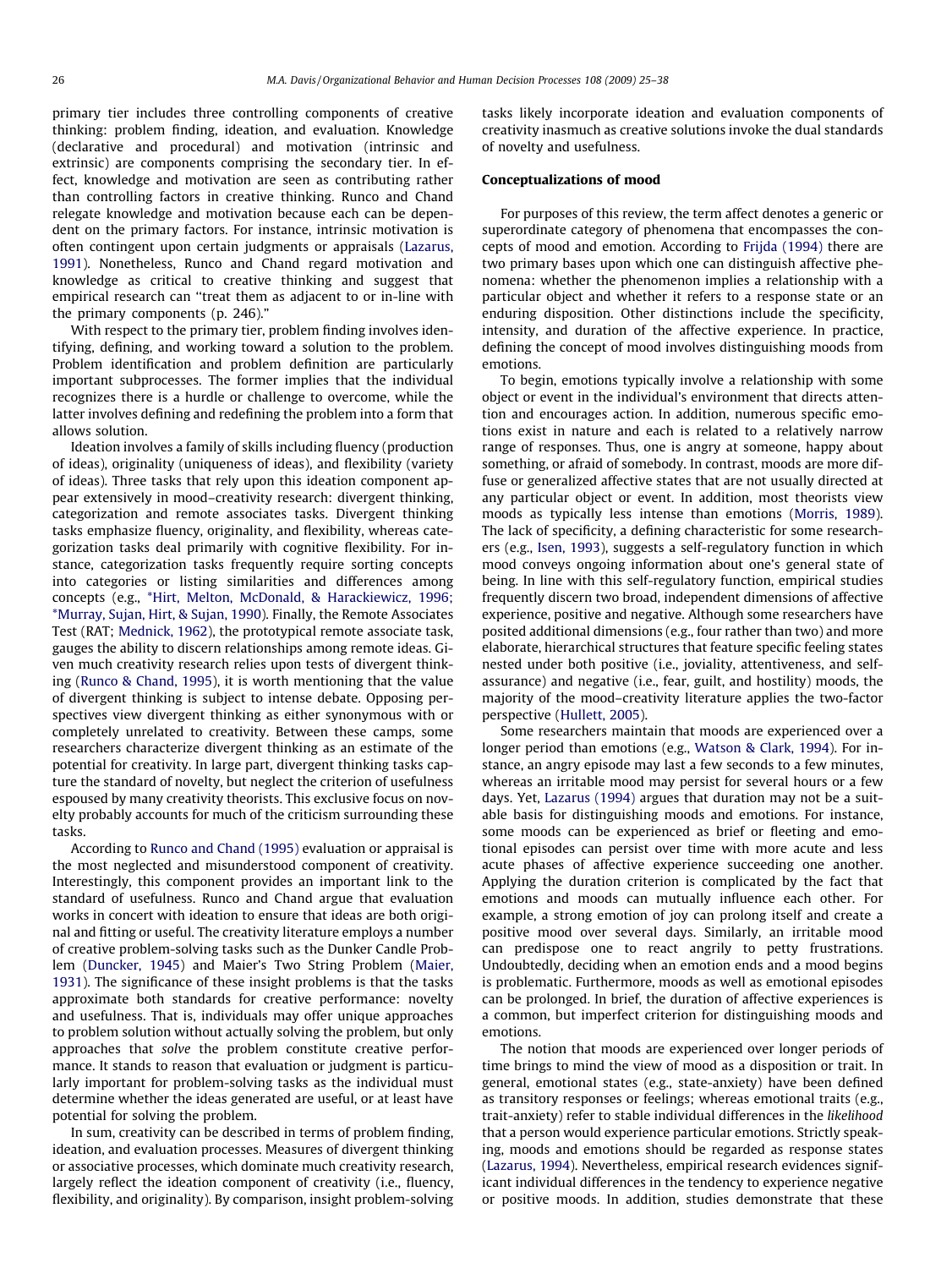primary tier includes three controlling components of creative thinking: problem finding, ideation, and evaluation. Knowledge (declarative and procedural) and motivation (intrinsic and extrinsic) are components comprising the secondary tier. In effect, knowledge and motivation are seen as contributing rather than controlling factors in creative thinking. Runco and Chand relegate knowledge and motivation because each can be dependent on the primary factors. For instance, intrinsic motivation is often contingent upon certain judgments or appraisals (Lazarus, 1991). Nonetheless, Runco and Chand regard motivation and knowledge as critical to creative thinking and suggest that empirical research can "treat them as adjacent to or in-line with the primary components (p. 246)."

With respect to the primary tier, problem finding involves identifying, defining, and working toward a solution to the problem. Problem identification and problem definition are particularly important subprocesses. The former implies that the individual recognizes there is a hurdle or challenge to overcome, while the latter involves defining and redefining the problem into a form that allows solution.

Ideation involves a family of skills including fluency (production of ideas), originality (uniqueness of ideas), and flexibility (variety of ideas). Three tasks that rely upon this ideation component appear extensively in mood–creativity research: divergent thinking, categorization and remote associates tasks. Divergent thinking tasks emphasize fluency, originality, and flexibility, whereas categorization tasks deal primarily with cognitive flexibility. For instance, categorization tasks frequently require sorting concepts into categories or listing similarities and differences among concepts (e.g., *Hirt, Melton, McDonald, & Harackiewicz, 1996; *Murray, Sujan, Hirt, & Sujan, 1990). Finally, the Remote Associates Test (RAT; Mednick, 1962), the prototypical remote associate task, gauges the ability to discern relationships among remote ideas. Given much creativity research relies upon tests of divergent thinking (Runco & Chand, 1995), it is worth mentioning that the value of divergent thinking is subject to intense debate. Opposing perspectives view divergent thinking as either synonymous with or completely unrelated to creativity. Between these camps, some researchers characterize divergent thinking as an estimate of the potential for creativity. In large part, divergent thinking tasks capture the standard of novelty, but neglect the criterion of usefulness espoused by many creativity theorists. This exclusive focus on novelty probably accounts for much of the criticism surrounding these tasks.

According to Runco and Chand (1995) evaluation or appraisal is the most neglected and misunderstood component of creativity. Interestingly, this component provides an important link to the standard of usefulness. Runco and Chand argue that evaluation works in concert with ideation to ensure that ideas are both original and fitting or useful. The creativity literature employs a number of creative problem-solving tasks such as the Dunker Candle Problem (Duncker, 1945) and Maier's Two String Problem (Maier, 1931). The significance of these insight problems is that the tasks approximate both standards for creative performance: novelty and usefulness. That is, individuals may offer unique approaches to problem solution without actually solving the problem, but only approaches that *solve* the problem constitute creative performance. It stands to reason that evaluation or judgment is particularly important for problem-solving tasks as the individual must determine whether the ideas generated are useful, or at least have potential for solving the problem.

In sum, creativity can be described in terms of problem finding, ideation, and evaluation processes. Measures of divergent thinking or associative processes, which dominate much creativity research, largely reflect the ideation component of creativity (i.e., fluency, flexibility, and originality). By comparison, insight problem-solving tasks likely incorporate ideation and evaluation components of creativity inasmuch as creative solutions invoke the dual standards of novelty and usefulness.

## Conceptualizations of mood

For purposes of this review, the term affect denotes a generic or superordinate category of phenomena that encompasses the concepts of mood and emotion. According to Frijda (1994) there are two primary bases upon which one can distinguish affective phenomena: whether the phenomenon implies a relationship with a particular object and whether it refers to a response state or an enduring disposition. Other distinctions include the specificity, intensity, and duration of the affective experience. In practice, defining the concept of mood involves distinguishing moods from emotions.

To begin, emotions typically involve a relationship with some object or event in the individual's environment that directs attention and encourages action. In addition, numerous specific emotions exist in nature and each is related to a relatively narrow range of responses. Thus, one is angry at someone, happy about something, or afraid of somebody. In contrast, moods are more diffuse or generalized affective states that are not usually directed at any particular object or event. In addition, most theorists view moods as typically less intense than emotions (Morris, 1989). The lack of specificity, a defining characteristic for some researchers (e.g., Isen, 1993), suggests a self-regulatory function in which mood conveys ongoing information about one's general state of being. In line with this self-regulatory function, empirical studies frequently discern two broad, independent dimensions of affective experience, positive and negative. Although some researchers have posited additional dimensions (e.g., four rather than two) and more elaborate, hierarchical structures that feature specific feeling states nested under both positive (i.e., joviality, attentiveness, and self-assurance) and negative (i.e., fear, guilt, and hostility) moods, the majority of the mood–creativity literature applies the two-factor perspective (Hullett, 2005).

Some researchers maintain that moods are experienced over a longer period than emotions (e.g., Watson & Clark, 1994). For instance, an angry episode may last a few seconds to a few minutes, whereas an irritable mood may persist for several hours or a few days. Yet, Lazarus (1994) argues that duration may not be a suitable basis for distinguishing moods and emotions. For instance, some moods can be experienced as brief or fleeting and emotional episodes can persist over time with more acute and less acute phases of affective experience succeeding one another. Applying the duration criterion is complicated by the fact that emotions and moods can mutually influence each other. For example, a strong emotion of joy can prolong itself and create a positive mood over several days. Similarly, an irritable mood can predispose one to react angrily to petty frustrations. Undoubtedly, deciding when an emotion ends and a mood begins is problematic. Furthermore, moods as well as emotional episodes can be prolonged. In brief, the duration of affective experiences is a common, but imperfect criterion for distinguishing moods and emotions.

The notion that moods are experienced over longer periods of time brings to mind the view of mood as a disposition or trait. In general, emotional states (e.g., state-anxiety) have been defined as transitory responses or feelings; whereas emotional traits (e.g., trait-anxiety) refer to stable individual differences in the *likelihood* that a person would experience particular emotions. Strictly speaking, moods and emotions should be regarded as response states (Lazarus, 1994). Nevertheless, empirical research evidences significant individual differences in the tendency to experience negative or positive moods. In addition, studies demonstrate that these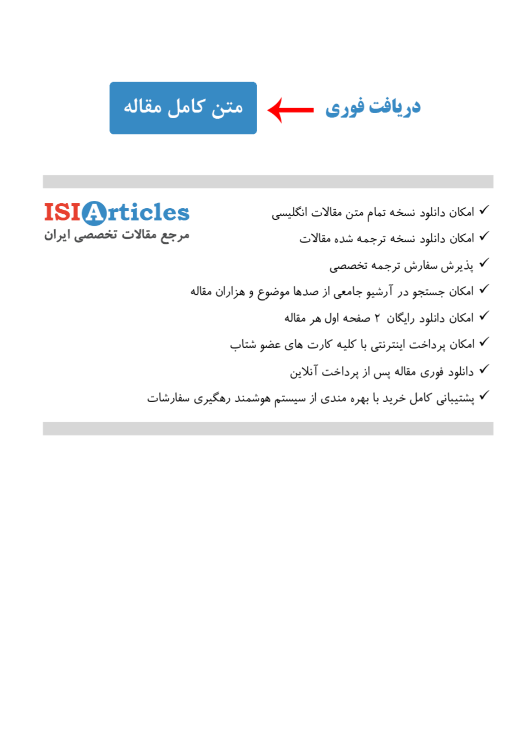دریافت فوری ← متن کامل مقاله

ISIArticles
مرجع مقالات تخصصی ایران

- ✓ امکان دانلود نسخه تمام متن مقالات انگلیسی
- ✓ امکان دانلود نسخه ترجمه شده مقالات
- ✓ پذیرش سفارش ترجمه تخصصی
- ✓ امکان جستجو در آرشیو جامعی از صدها موضوع و هزاران مقاله
- ✓ امکان دانلود رایگان ۲ صفحه اول هر مقاله
- ✓ امکان پرداخت اینترنتی با کلیه کارت های عضو شتاب
- ✓ دانلود فوری مقاله پس از پرداخت آنلاین
- ✓ پشتیبانی کامل خرید با بهره مندی از سیستم هوشمند رهگیری سفارشات